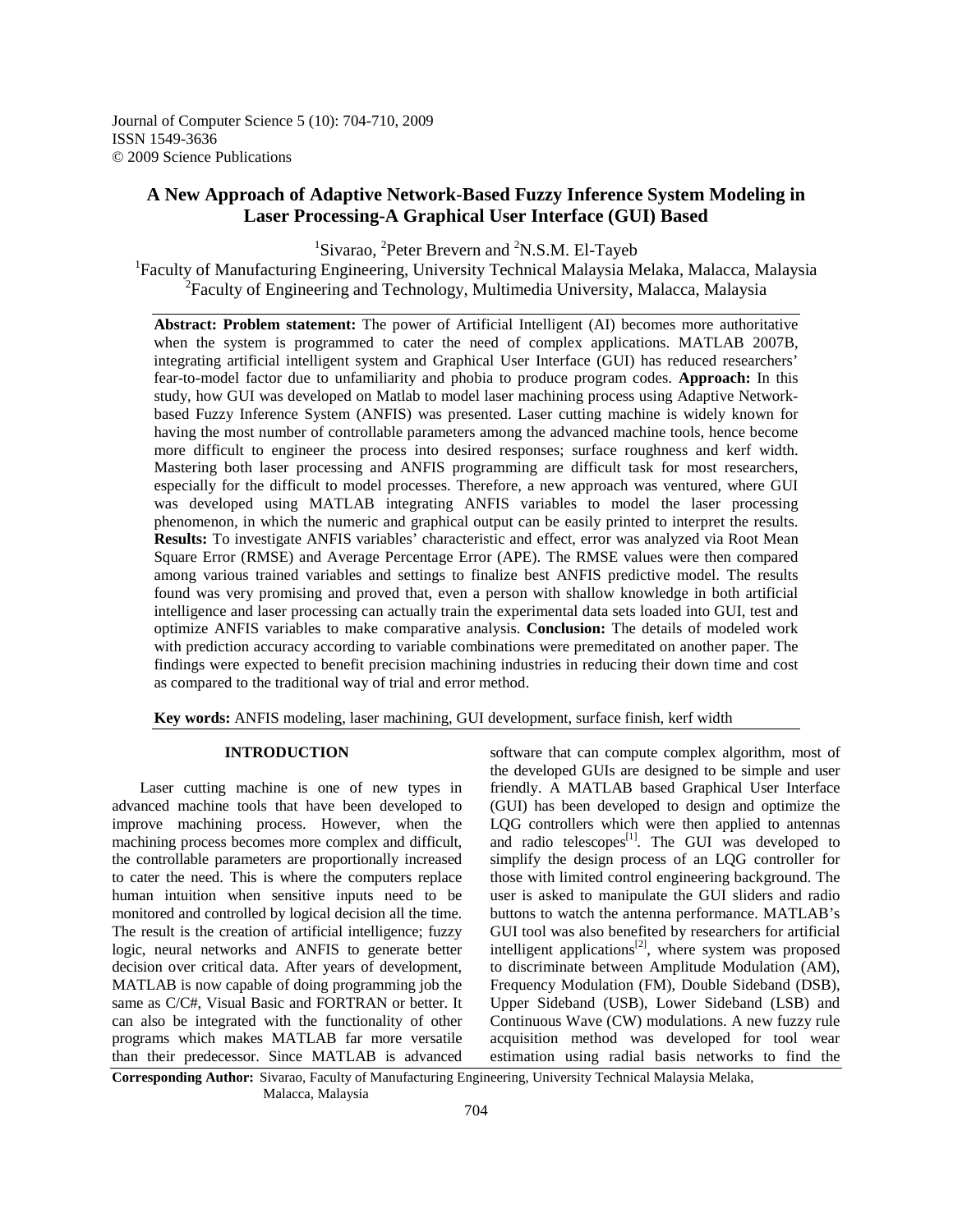Journal of Computer Science 5 (10): 704-710, 2009
ISSN 1549-3636
© 2009 Science Publications

# A New Approach of Adaptive Network-Based Fuzzy Inference System Modeling in Laser Processing-A Graphical User Interface (GUI) Based

[1]Sivarao, [2]Peter Brevern and [2]N.S.M. El-Tayeb

[1]Faculty of Manufacturing Engineering, University Technical Malaysia Melaka, Malacca, Malaysia
[2]Faculty of Engineering and Technology, Multimedia University, Malacca, Malaysia

**Abstract: Problem statement:** The power of Artificial Intelligent (AI) becomes more authoritative when the system is programmed to cater the need of complex applications. MATLAB 2007B, integrating artificial intelligent system and Graphical User Interface (GUI) has reduced researchers' fear-to-model factor due to unfamiliarity and phobia to produce program codes. **Approach:** In this study, how GUI was developed on Matlab to model laser machining process using Adaptive Network-based Fuzzy Inference System (ANFIS) was presented. Laser cutting machine is widely known for having the most number of controllable parameters among the advanced machine tools, hence become more difficult to engineer the process into desired responses; surface roughness and kerf width. Mastering both laser processing and ANFIS programming are difficult task for most researchers, especially for the difficult to model processes. Therefore, a new approach was ventured, where GUI was developed using MATLAB integrating ANFIS variables to model the laser processing phenomenon, in which the numeric and graphical output can be easily printed to interpret the results. **Results:** To investigate ANFIS variables' characteristic and effect, error was analyzed via Root Mean Square Error (RMSE) and Average Percentage Error (APE). The RMSE values were then compared among various trained variables and settings to finalize best ANFIS predictive model. The results found was very promising and proved that, even a person with shallow knowledge in both artificial intelligence and laser processing can actually train the experimental data sets loaded into GUI, test and optimize ANFIS variables to make comparative analysis. **Conclusion:** The details of modeled work with prediction accuracy according to variable combinations were premeditated on another paper. The findings were expected to benefit precision machining industries in reducing their down time and cost as compared to the traditional way of trial and error method.

**Key words:** ANFIS modeling, laser machining, GUI development, surface finish, kerf width

## INTRODUCTION

Laser cutting machine is one of new types in advanced machine tools that have been developed to improve machining process. However, when the machining process becomes more complex and difficult, the controllable parameters are proportionally increased to cater the need. This is where the computers replace human intuition when sensitive inputs need to be monitored and controlled by logical decision all the time. The result is the creation of artificial intelligence; fuzzy logic, neural networks and ANFIS to generate better decision over critical data. After years of development, MATLAB is now capable of doing programming job the same as C/C#, Visual Basic and FORTRAN or better. It can also be integrated with the functionality of other programs which makes MATLAB far more versatile than their predecessor. Since MATLAB is advanced software that can compute complex algorithm, most of the developed GUIs are designed to be simple and user friendly. A MATLAB based Graphical User Interface (GUI) has been developed to design and optimize the LQG controllers which were then applied to antennas and radio telescopes[1]. The GUI was developed to simplify the design process of an LQG controller for those with limited control engineering background. The user is asked to manipulate the GUI sliders and radio buttons to watch the antenna performance. MATLAB's GUI tool was also benefited by researchers for artificial intelligent applications[2], where system was proposed to discriminate between Amplitude Modulation (AM), Frequency Modulation (FM), Double Sideband (DSB), Upper Sideband (USB), Lower Sideband (LSB) and Continuous Wave (CW) modulations. A new fuzzy rule acquisition method was developed for tool wear estimation using radial basis networks to find the

**Corresponding Author:** Sivarao, Faculty of Manufacturing Engineering, University Technical Malaysia Melaka, Malacca, Malaysia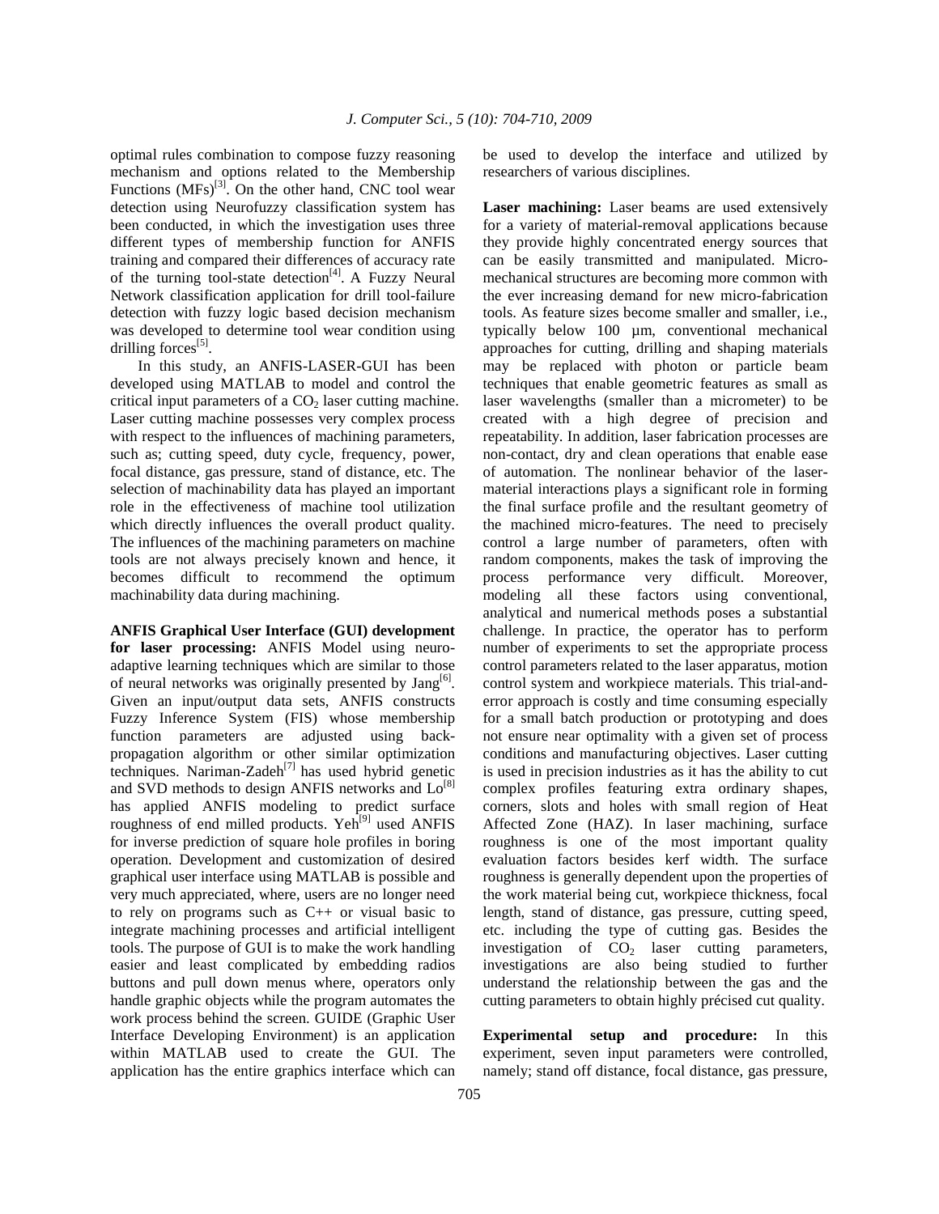optimal rules combination to compose fuzzy reasoning mechanism and options related to the Membership Functions (MFs)[3]. On the other hand, CNC tool wear detection using Neurofuzzy classification system has been conducted, in which the investigation uses three different types of membership function for ANFIS training and compared their differences of accuracy rate of the turning tool-state detection[4]. A Fuzzy Neural Network classification application for drill tool-failure detection with fuzzy logic based decision mechanism was developed to determine tool wear condition using drilling forces[5].

In this study, an ANFIS-LASER-GUI has been developed using MATLAB to model and control the critical input parameters of a $CO_2$ laser cutting machine. Laser cutting machine possesses very complex process with respect to the influences of machining parameters, such as; cutting speed, duty cycle, frequency, power, focal distance, gas pressure, stand of distance, etc. The selection of machinability data has played an important role in the effectiveness of machine tool utilization which directly influences the overall product quality. The influences of the machining parameters on machine tools are not always precisely known and hence, it becomes difficult to recommend the optimum machinability data during machining.

**ANFIS Graphical User Interface (GUI) development for laser processing:** ANFIS Model using neuro-adaptive learning techniques which are similar to those of neural networks was originally presented by Jang[6]. Given an input/output data sets, ANFIS constructs Fuzzy Inference System (FIS) whose membership function parameters are adjusted using back-propagation algorithm or other similar optimization techniques. Nariman-Zadeh[7] has used hybrid genetic and SVD methods to design ANFIS networks and Lo[8] has applied ANFIS modeling to predict surface roughness of end milled products. Yeh[9] used ANFIS for inverse prediction of square hole profiles in boring operation. Development and customization of desired graphical user interface using MATLAB is possible and very much appreciated, where, users are no longer need to rely on programs such as C++ or visual basic to integrate machining processes and artificial intelligent tools. The purpose of GUI is to make the work handling easier and least complicated by embedding radios buttons and pull down menus where, operators only handle graphic objects while the program automates the work process behind the screen. GUIDE (Graphic User Interface Developing Environment) is an application within MATLAB used to create the GUI. The application has the entire graphics interface which can be used to develop the interface and utilized by researchers of various disciplines.

**Laser machining:** Laser beams are used extensively for a variety of material-removal applications because they provide highly concentrated energy sources that can be easily transmitted and manipulated. Micro-mechanical structures are becoming more common with the ever increasing demand for new micro-fabrication tools. As feature sizes become smaller and smaller, i.e., typically below 100 µm, conventional mechanical approaches for cutting, drilling and shaping materials may be replaced with photon or particle beam techniques that enable geometric features as small as laser wavelengths (smaller than a micrometer) to be created with a high degree of precision and repeatability. In addition, laser fabrication processes are non-contact, dry and clean operations that enable ease of automation. The nonlinear behavior of the laser-material interactions plays a significant role in forming the final surface profile and the resultant geometry of the machined micro-features. The need to precisely control a large number of parameters, often with random components, makes the task of improving the process performance very difficult. Moreover, modeling all these factors using conventional, analytical and numerical methods poses a substantial challenge. In practice, the operator has to perform number of experiments to set the appropriate process control parameters related to the laser apparatus, motion control system and workpiece materials. This trial-and-error approach is costly and time consuming especially for a small batch production or prototyping and does not ensure near optimality with a given set of process conditions and manufacturing objectives. Laser cutting is used in precision industries as it has the ability to cut complex profiles featuring extra ordinary shapes, corners, slots and holes with small region of Heat Affected Zone (HAZ). In laser machining, surface roughness is one of the most important quality evaluation factors besides kerf width. The surface roughness is generally dependent upon the properties of the work material being cut, workpiece thickness, focal length, stand of distance, gas pressure, cutting speed, etc. including the type of cutting gas. Besides the investigation of $CO_2$ laser cutting parameters, investigations are also being studied to further understand the relationship between the gas and the cutting parameters to obtain highly précised cut quality.

**Experimental setup and procedure:** In this experiment, seven input parameters were controlled, namely; stand off distance, focal distance, gas pressure,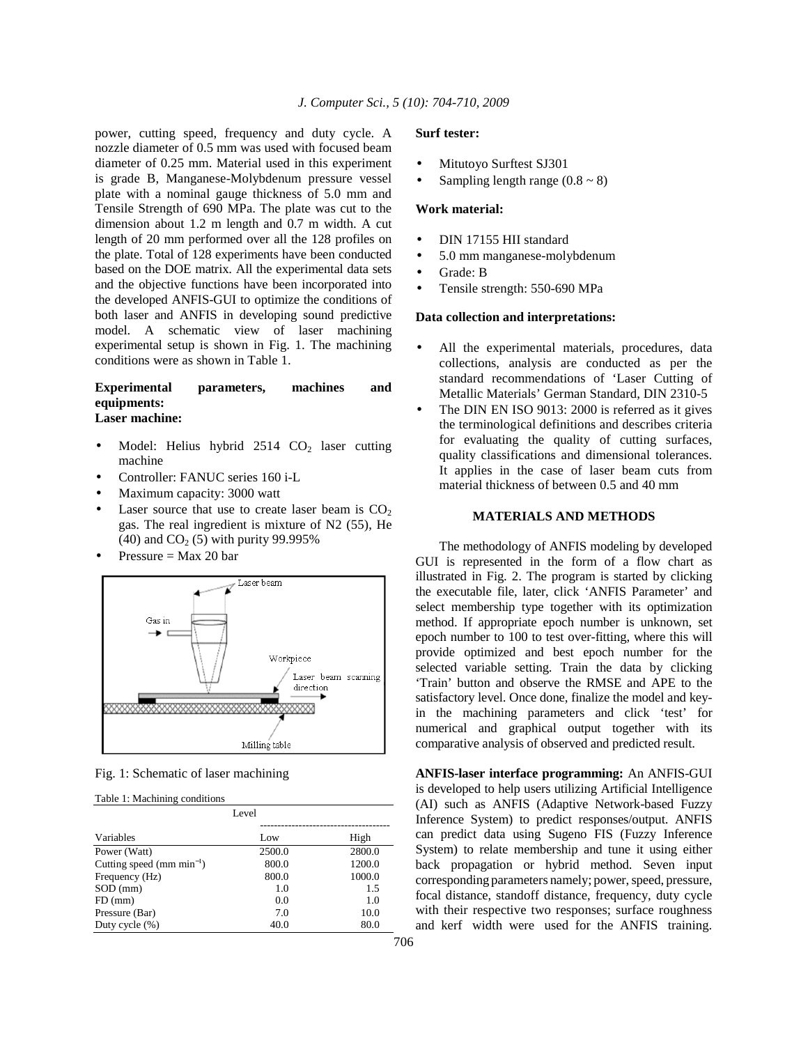power, cutting speed, frequency and duty cycle. A nozzle diameter of 0.5 mm was used with focused beam diameter of 0.25 mm. Material used in this experiment is grade B, Manganese-Molybdenum pressure vessel plate with a nominal gauge thickness of 5.0 mm and Tensile Strength of 690 MPa. The plate was cut to the dimension about 1.2 m length and 0.7 m width. A cut length of 20 mm performed over all the 128 profiles on the plate. Total of 128 experiments have been conducted based on the DOE matrix. All the experimental data sets and the objective functions have been incorporated into the developed ANFIS-GUI to optimize the conditions of both laser and ANFIS in developing sound predictive model. A schematic view of laser machining experimental setup is shown in Fig. 1. The machining conditions were as shown in Table 1.

**Experimental parameters, machines and equipments:**

**Laser machine:**

- Model: Helius hybrid 2514 $CO_2$ laser cutting machine
- Controller: FANUC series 160 i-L
- Maximum capacity: 3000 watt
- Laser source that use to create laser beam is $CO_2$ gas. The real ingredient is mixture of N2 (55), He (40) and $CO_2$ (5) with purity 99.995%
- Pressure = Max 20 bar

Fig. 1: Schematic of laser machining

Table 1: Machining conditions

| | Level | |
|---|---|---|
| Variables | Low | High |
| Power (Watt) | 2500.0 | 2800.0 |
| Cutting speed (mm $min^{-1}$) | 800.0 | 1200.0 |
| Frequency (Hz) | 800.0 | 1000.0 |
| SOD (mm) | 1.0 | 1.5 |
| FD (mm) | 0.0 | 1.0 |
| Pressure (Bar) | 7.0 | 10.0 |
| Duty cycle (%) | 40.0 | 80.0 |

**Surf tester:**

- Mitutoyo Surftest SJ301
- Sampling length range (0.8 ~ 8)

**Work material:**

- DIN 17155 HII standard
- 5.0 mm manganese-molybdenum
- Grade: B
- Tensile strength: 550-690 MPa

**Data collection and interpretations:**

- All the experimental materials, procedures, data collections, analysis are conducted as per the standard recommendations of 'Laser Cutting of Metallic Materials' German Standard, DIN 2310-5
- The DIN EN ISO 9013: 2000 is referred as it gives the terminological definitions and describes criteria for evaluating the quality of cutting surfaces, quality classifications and dimensional tolerances. It applies in the case of laser beam cuts from material thickness of between 0.5 and 40 mm

## MATERIALS AND METHODS

The methodology of ANFIS modeling by developed GUI is represented in the form of a flow chart as illustrated in Fig. 2. The program is started by clicking the executable file, later, click 'ANFIS Parameter' and select membership type together with its optimization method. If appropriate epoch number is unknown, set epoch number to 100 to test over-fitting, where this will provide optimized and best epoch number for the selected variable setting. Train the data by clicking 'Train' button and observe the RMSE and APE to the satisfactory level. Once done, finalize the model and key-in the machining parameters and click 'test' for numerical and graphical output together with its comparative analysis of observed and predicted result.

**ANFIS-laser interface programming:** An ANFIS-GUI is developed to help users utilizing Artificial Intelligence (AI) such as ANFIS (Adaptive Network-based Fuzzy Inference System) to predict responses/output. ANFIS can predict data using Sugeno FIS (Fuzzy Inference System) to relate membership and tune it using either back propagation or hybrid method. Seven input corresponding parameters namely; power, speed, pressure, focal distance, standoff distance, frequency, duty cycle with their respective two responses; surface roughness and kerf width were used for the ANFIS training.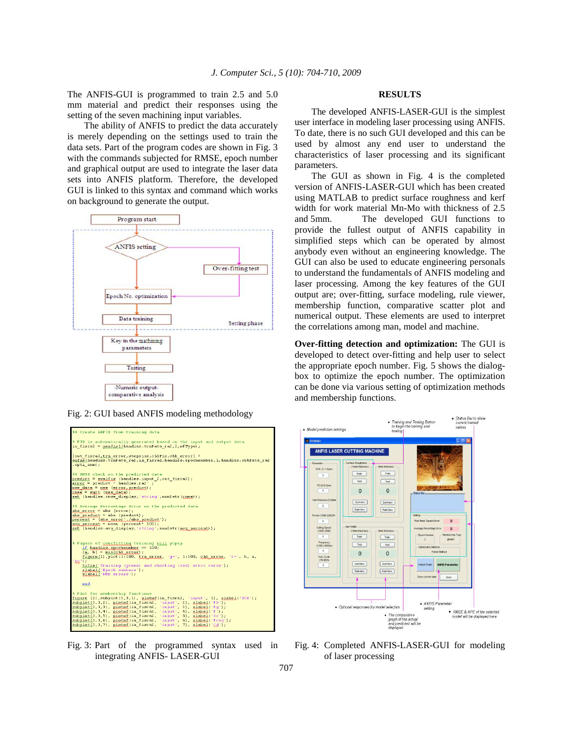The ANFIS-GUI is programmed to train 2.5 and 5.0 mm material and predict their responses using the setting of the seven machining input variables.

The ability of ANFIS to predict the data accurately is merely depending on the settings used to train the data sets. Part of the program codes are shown in Fig. 3 with the commands subjected for RMSE, epoch number and graphical output are used to integrate the laser data sets into ANFIS platform. Therefore, the developed GUI is linked to this syntax and command which works on background to generate the output.

Fig. 2: GUI based ANFIS modeling methodology

```
%% Create ANFIS from training data

% FIS is automatically generated based on the input and output data
in_fisra2 = genfis1(handles.trnData_ra2,2,mfType);

[out_fisra2,trn_error,stepsize,chkFis,chk_error] =
anfis(handles.trnData_ra2,in_fisra2,handles.epochnumber,1,handles.chkData_ra2
,opti_num);

%% RMSE check on the predicted data
predict = evalfis (handles.input_2,out_fisra2);
error = predict - handles.ra2' ;
mse_data = mse (error,predict);
rmse = sqrt (mse_data);
set (handles.rmse_display,'string',num2str(rmse));

%% Average Percentage Error on the predicted data
abs_error = abs (error);
abs_predict = abs (predict);
percent = (abs_error./abs_predict');
avg_percent = mean (percent* 100);
set (handles.avg_display,'string',num2str(avg_percent));

% Figure of overfitting training will popup
    if handles.epochnumber == 100;
    [a, b] = min(chk_error);
    figure(1),plot(1:100, trn_error, 'g-', 1:100, chk_error, 'r-', b, a,
'ko');
    title('Training (green) and checking (red) error curve');
    xlabel('Epoch numbers');
    ylabel('RMS errors');

    end

% Plot for membership functions
figure (2),subplot(3,3,1), plotmf(in_fisra2, 'input', 1), xlabel('SOD');
subplot(3,3,2), plotmf(in_fisra2, 'input', 2), xlabel('FD');
subplot(3,3,3), plotmf(in_fisra2, 'input', 3), xlabel('Pg');
subplot(3,3,4), plotmf(in_fisra2, 'input', 4), xlabel('P');
subplot(3,3,5), plotmf(in_fisra2, 'input', 5), xlabel('Sc');
subplot(3,3,6), plotmf(in_fisra2, 'input', 6), xlabel('Freq');
subplot(3,3,7), plotmf(in_fisra2, 'input', 7), xlabel('Cd');
```

Fig. 3: Part of the programmed syntax used in integrating ANFIS- LASER-GUI

## RESULTS

The developed ANFIS-LASER-GUI is the simplest user interface in modeling laser processing using ANFIS. To date, there is no such GUI developed and this can be used by almost any end user to understand the characteristics of laser processing and its significant parameters.

The GUI as shown in Fig. 4 is the completed version of ANFIS-LASER-GUI which has been created using MATLAB to predict surface roughness and kerf width for work material Mn-Mo with thickness of 2.5 and 5mm. The developed GUI functions to provide the fullest output of ANFIS capability in simplified steps which can be operated by almost anybody even without an engineering knowledge. The GUI can also be used to educate engineering personals to understand the fundamentals of ANFIS modeling and laser processing. Among the key features of the GUI output are; over-fitting, surface modeling, rule viewer, membership function, comparative scatter plot and numerical output. These elements are used to interpret the correlations among man, model and machine.

**Over-fitting detection and optimization:** The GUI is developed to detect over-fitting and help user to select the appropriate epoch number. Fig. 5 shows the dialog-box to optimize the epoch number. The optimization can be done via various setting of optimization methods and membership functions.

Fig. 4: Completed ANFIS-LASER-GUI for modeling of laser processing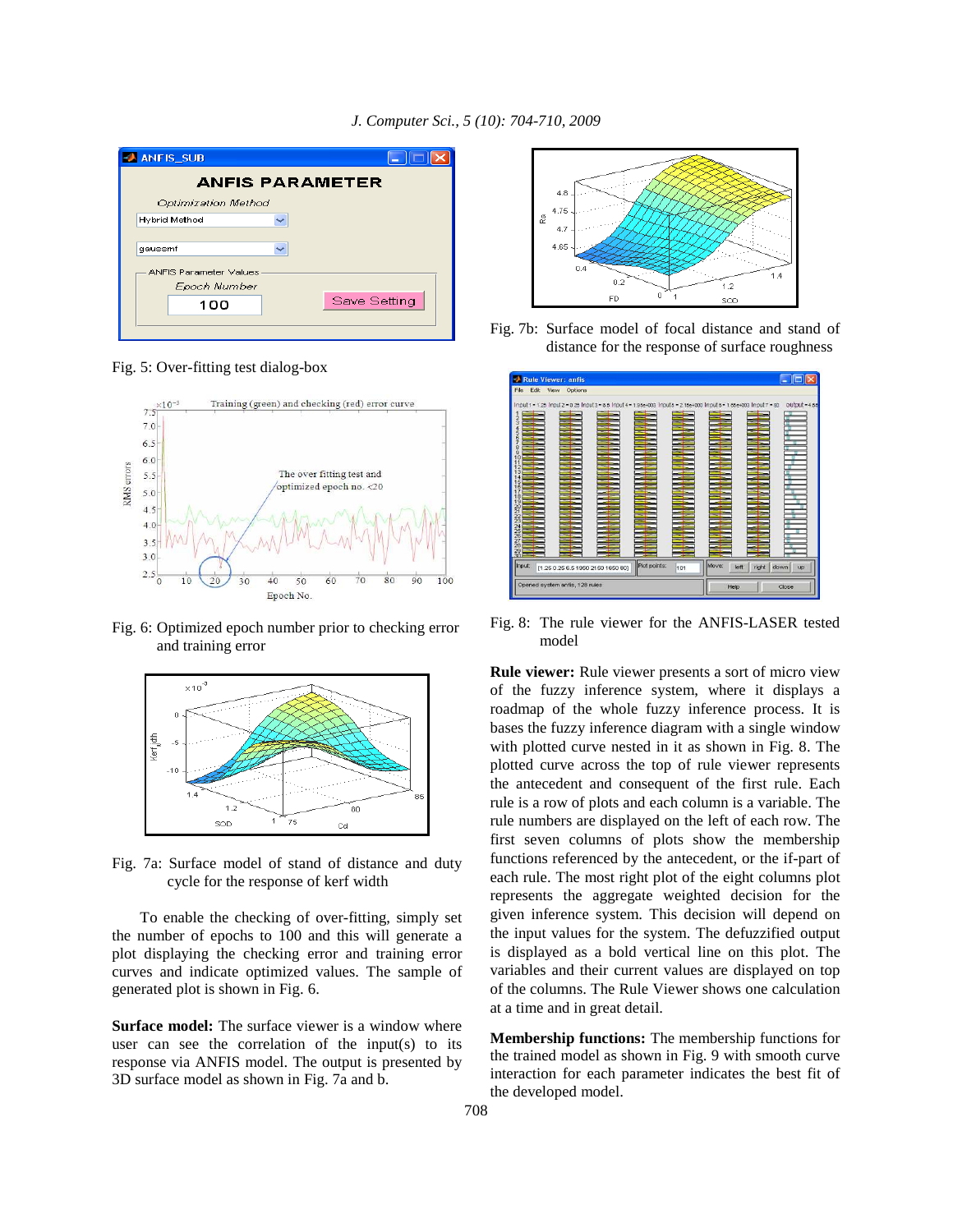Fig. 5: Over-fitting test dialog-box

Fig. 6: Optimized epoch number prior to checking error and training error

Fig. 7a: Surface model of stand of distance and duty cycle for the response of kerf width

To enable the checking of over-fitting, simply set the number of epochs to 100 and this will generate a plot displaying the checking error and training error curves and indicate optimized values. The sample of generated plot is shown in Fig. 6.

**Surface model:** The surface viewer is a window where user can see the correlation of the input(s) to its response via ANFIS model. The output is presented by 3D surface model as shown in Fig. 7a and b.

Fig. 7b: Surface model of focal distance and stand of distance for the response of surface roughness

Fig. 8: The rule viewer for the ANFIS-LASER tested model

**Rule viewer:** Rule viewer presents a sort of micro view of the fuzzy inference system, where it displays a roadmap of the whole fuzzy inference process. It is bases the fuzzy inference diagram with a single window with plotted curve nested in it as shown in Fig. 8. The plotted curve across the top of rule viewer represents the antecedent and consequent of the first rule. Each rule is a row of plots and each column is a variable. The rule numbers are displayed on the left of each row. The first seven columns of plots show the membership functions referenced by the antecedent, or the if-part of each rule. The most right plot of the eight columns plot represents the aggregate weighted decision for the given inference system. This decision will depend on the input values for the system. The defuzzified output is displayed as a bold vertical line on this plot. The variables and their current values are displayed on top of the columns. The Rule Viewer shows one calculation at a time and in great detail.

**Membership functions:** The membership functions for the trained model as shown in Fig. 9 with smooth curve interaction for each parameter indicates the best fit of the developed model.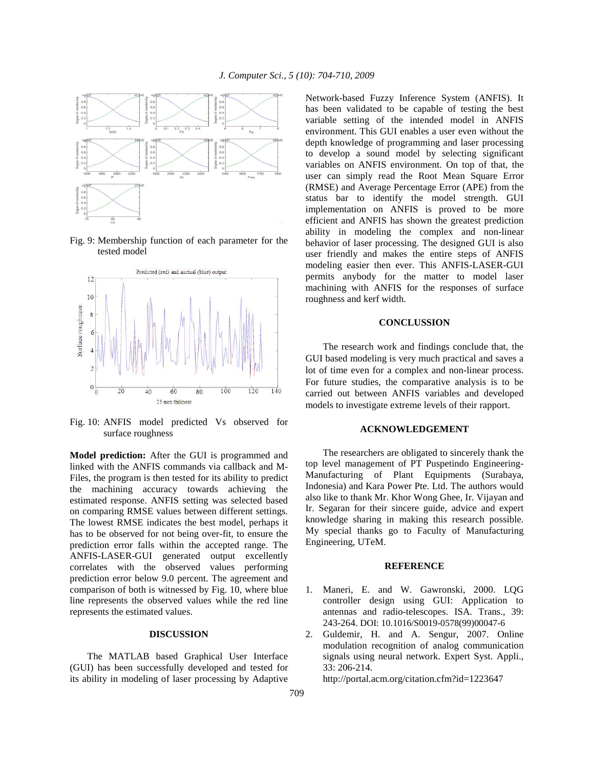Fig. 9: Membership function of each parameter for the tested model

Fig. 10: ANFIS model predicted Vs observed for surface roughness

**Model prediction:** After the GUI is programmed and linked with the ANFIS commands via callback and M-Files, the program is then tested for its ability to predict the machining accuracy towards achieving the estimated response. ANFIS setting was selected based on comparing RMSE values between different settings. The lowest RMSE indicates the best model, perhaps it has to be observed for not being over-fit, to ensure the prediction error falls within the accepted range. The ANFIS-LASER-GUI generated output excellently correlates with the observed values performing prediction error below 9.0 percent. The agreement and comparison of both is witnessed by Fig. 10, where blue line represents the observed values while the red line represents the estimated values.

## DISCUSSION

The MATLAB based Graphical User Interface (GUI) has been successfully developed and tested for its ability in modeling of laser processing by Adaptive Network-based Fuzzy Inference System (ANFIS). It has been validated to be capable of testing the best variable setting of the intended model in ANFIS environment. This GUI enables a user even without the depth knowledge of programming and laser processing to develop a sound model by selecting significant variables on ANFIS environment. On top of that, the user can simply read the Root Mean Square Error (RMSE) and Average Percentage Error (APE) from the status bar to identify the model strength. GUI implementation on ANFIS is proved to be more efficient and ANFIS has shown the greatest prediction ability in modeling the complex and non-linear behavior of laser processing. The designed GUI is also user friendly and makes the entire steps of ANFIS modeling easier then ever. This ANFIS-LASER-GUI permits anybody for the matter to model laser machining with ANFIS for the responses of surface roughness and kerf width.

## CONCLUSSION

The research work and findings conclude that, the GUI based modeling is very much practical and saves a lot of time even for a complex and non-linear process. For future studies, the comparative analysis is to be carried out between ANFIS variables and developed models to investigate extreme levels of their rapport.

## ACKNOWLEDGEMENT

The researchers are obligated to sincerely thank the top level management of PT Puspetindo Engineering-Manufacturing of Plant Equipments (Surabaya, Indonesia) and Kara Power Pte. Ltd. The authors would also like to thank Mr. Khor Wong Ghee, Ir. Vijayan and Ir. Segaran for their sincere guide, advice and expert knowledge sharing in making this research possible. My special thanks go to Faculty of Manufacturing Engineering, UTeM.

## REFERENCE

1. Maneri, E. and W. Gawronski, 2000. LQG controller design using GUI: Application to antennas and radio-telescopes. ISA. Trans., 39: 243-264. DOI: 10.1016/S0019-0578(99)00047-6
2. Guldemir, H. and A. Sengur, 2007. Online modulation recognition of analog communication signals using neural network. Expert Syst. Appli., 33: 206-214. http://portal.acm.org/citation.cfm?id=1223647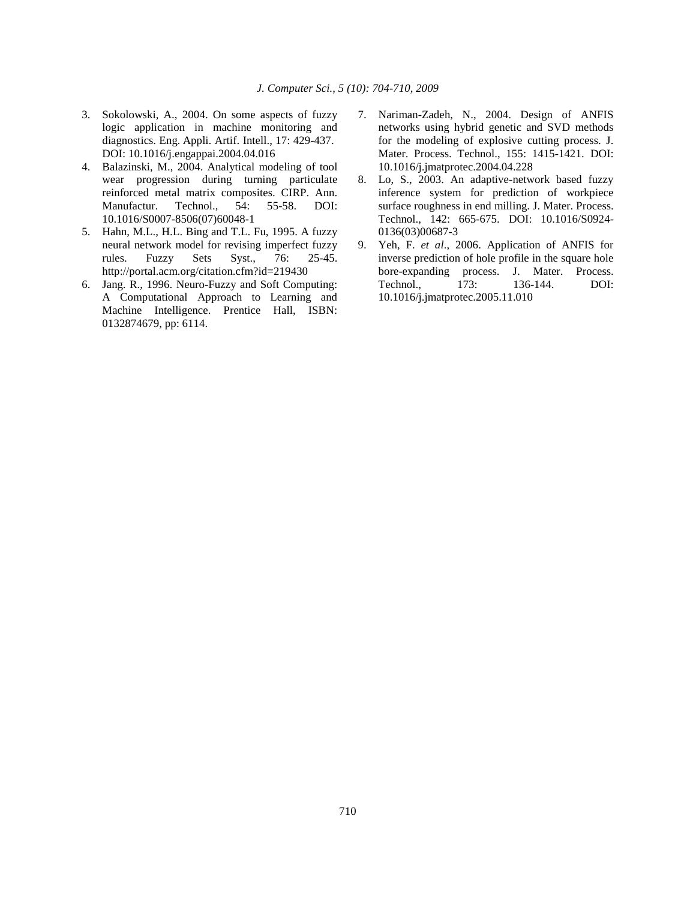3. Sokolowski, A., 2004. On some aspects of fuzzy logic application in machine monitoring and diagnostics. Eng. Appli. Artif. Intell., 17: 429-437. DOI: 10.1016/j.engappai.2004.04.016
4. Balazinski, M., 2004. Analytical modeling of tool wear progression during turning particulate reinforced metal matrix composites. CIRP. Ann. Manufactur. Technol., 54: 55-58. DOI: 10.1016/S0007-8506(07)60048-1
5. Hahn, M.L., H.L. Bing and T.L. Fu, 1995. A fuzzy neural network model for revising imperfect fuzzy rules. Fuzzy Sets Syst., 76: 25-45. http://portal.acm.org/citation.cfm?id=219430
6. Jang. R., 1996. Neuro-Fuzzy and Soft Computing: A Computational Approach to Learning and Machine Intelligence. Prentice Hall, ISBN: 0132874679, pp: 6114.
7. Nariman-Zadeh, N., 2004. Design of ANFIS networks using hybrid genetic and SVD methods for the modeling of explosive cutting process. J. Mater. Process. Technol., 155: 1415-1421. DOI: 10.1016/j.jmatprotec.2004.04.228
8. Lo, S., 2003. An adaptive-network based fuzzy inference system for prediction of workpiece surface roughness in end milling. J. Mater. Process. Technol., 142: 665-675. DOI: 10.1016/S0924-0136(03)00687-3
9. Yeh, F. *et al*., 2006. Application of ANFIS for inverse prediction of hole profile in the square hole bore-expanding process. J. Mater. Process. Technol., 173: 136-144. DOI: 10.1016/j.jmatprotec.2005.11.010